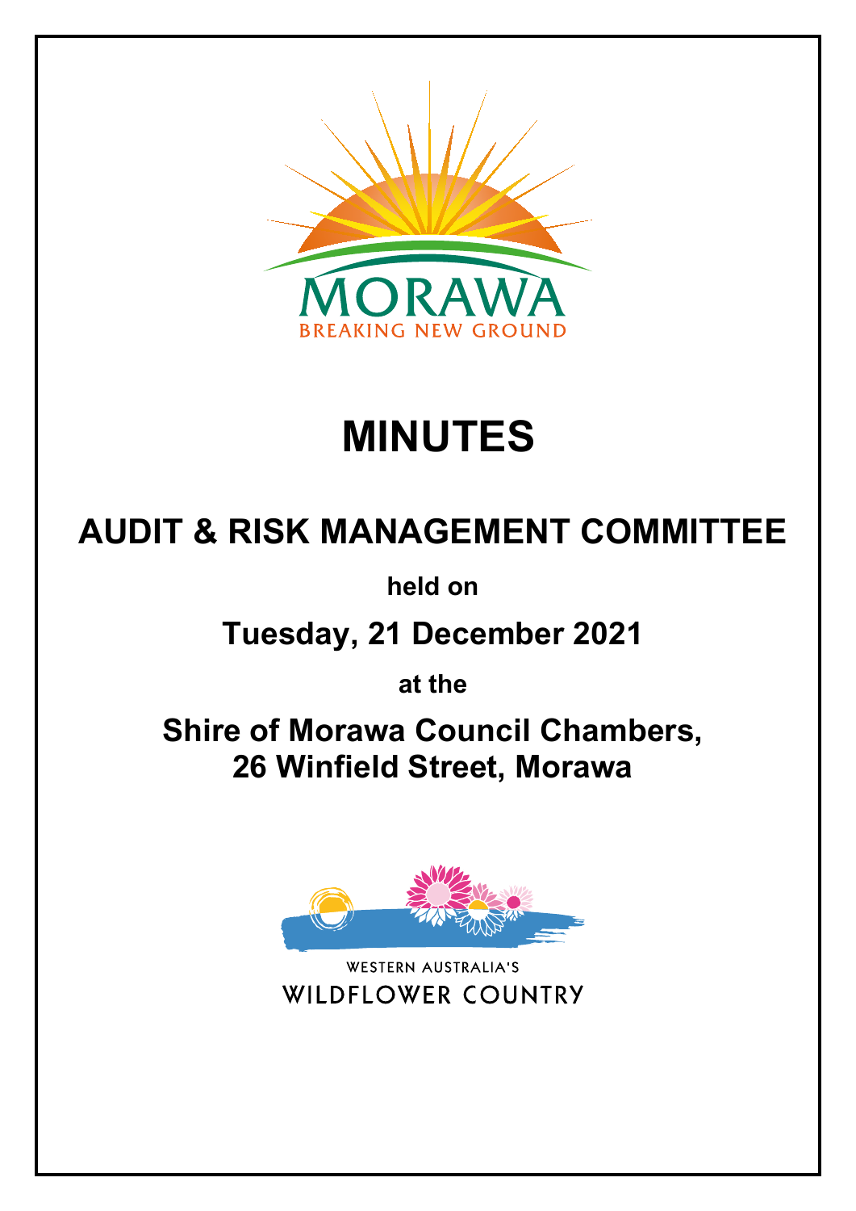MORAWA

BREAKING NEW GROUND

# MINUTES

## AUDIT & RISK MANAGEMENT COMMITTEE

**held on**

## Tuesday, 21 December 2021

**at the**

## Shire of Morawa Council Chambers, 26 Winfield Street, Morawa

WESTERN AUSTRALIA'S

WILDFLOWER COUNTRY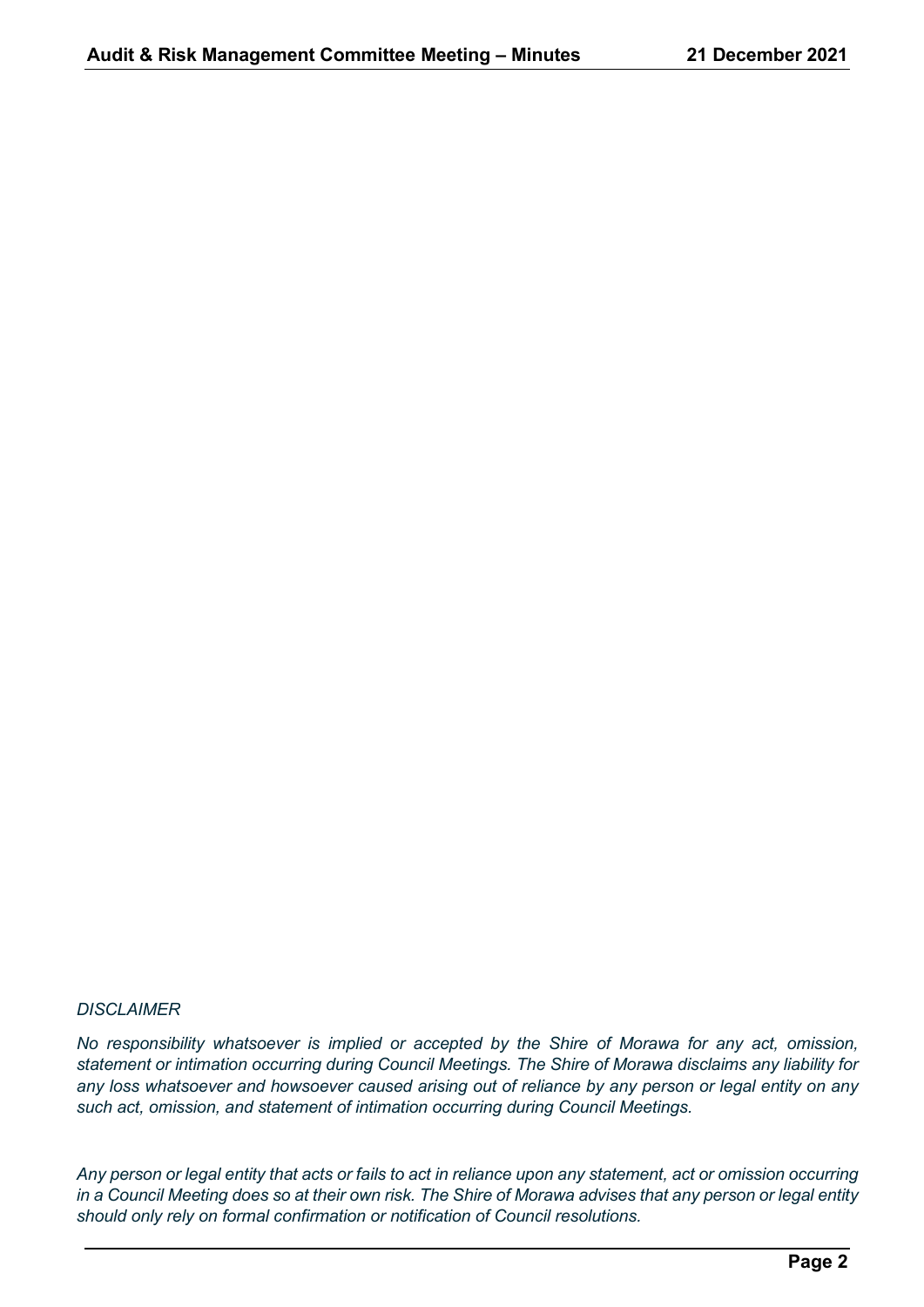*DISCLAIMER*

*No responsibility whatsoever is implied or accepted by the Shire of Morawa for any act, omission, statement or intimation occurring during Council Meetings. The Shire of Morawa disclaims any liability for any loss whatsoever and howsoever caused arising out of reliance by any person or legal entity on any such act, omission, and statement of intimation occurring during Council Meetings.*

*Any person or legal entity that acts or fails to act in reliance upon any statement, act or omission occurring in a Council Meeting does so at their own risk. The Shire of Morawa advises that any person or legal entity should only rely on formal confirmation or notification of Council resolutions.*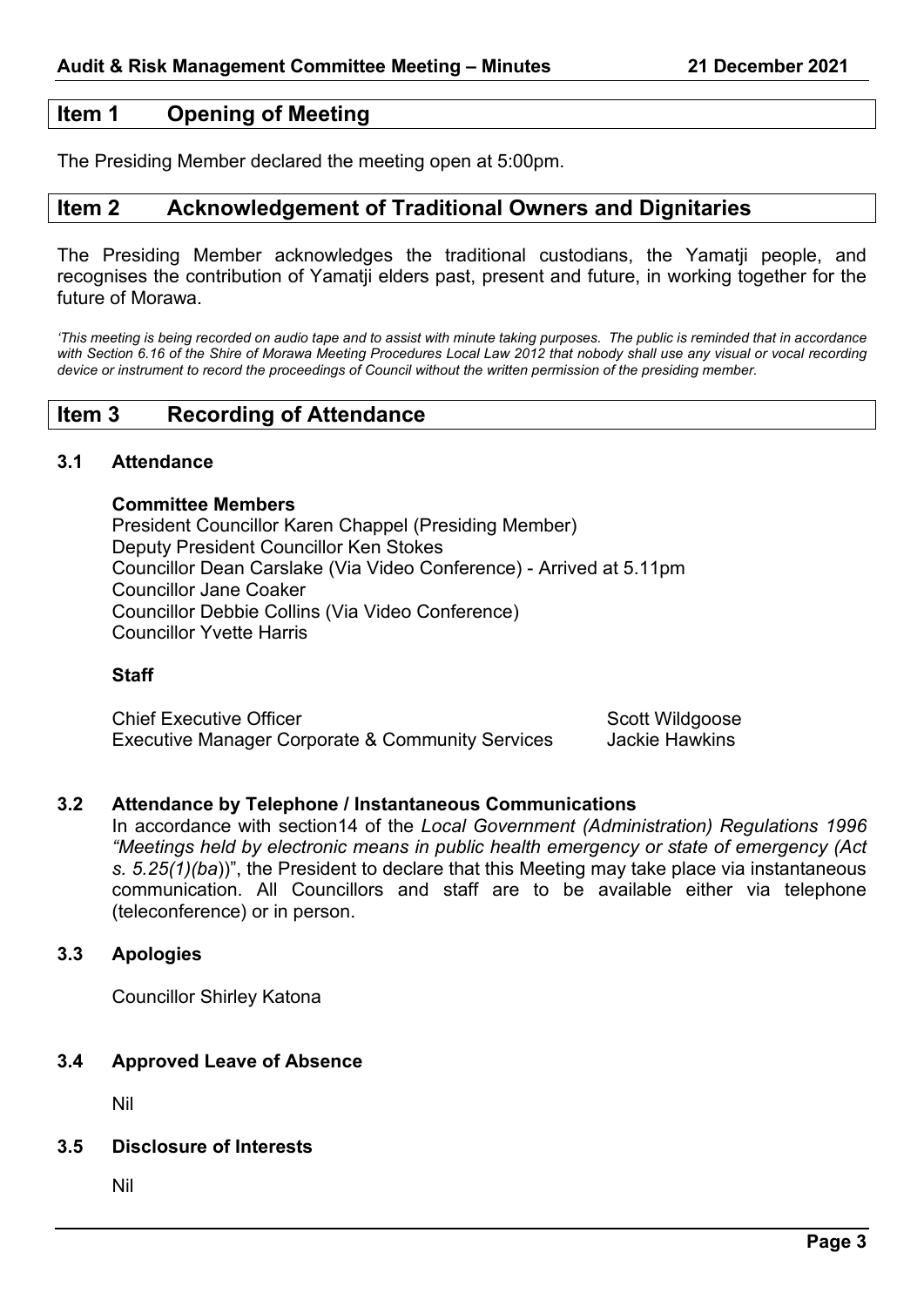## Item 1 Opening of Meeting

The Presiding Member declared the meeting open at 5:00pm.

## Item 2 Acknowledgement of Traditional Owners and Dignitaries

The Presiding Member acknowledges the traditional custodians, the Yamatji people, and recognises the contribution of Yamatji elders past, present and future, in working together for the future of Morawa.

*'This meeting is being recorded on audio tape and to assist with minute taking purposes. The public is reminded that in accordance with Section 6.16 of the Shire of Morawa Meeting Procedures Local Law 2012 that nobody shall use any visual or vocal recording device or instrument to record the proceedings of Council without the written permission of the presiding member.*

## Item 3 Recording of Attendance

### 3.1 Attendance

**Committee Members**

President Councillor Karen Chappel (Presiding Member)
Deputy President Councillor Ken Stokes
Councillor Dean Carslake (Via Video Conference) - Arrived at 5.11pm
Councillor Jane Coaker
Councillor Debbie Collins (Via Video Conference)
Councillor Yvette Harris

**Staff**

| | |
|---|---|
| Chief Executive Officer | Scott Wildgoose |
| Executive Manager Corporate & Community Services | Jackie Hawkins |

### 3.2 Attendance by Telephone / Instantaneous Communications

In accordance with section14 of the *Local Government (Administration) Regulations 1996 "Meetings held by electronic means in public health emergency or state of emergency (Act s. 5.25(1)(ba*))", the President to declare that this Meeting may take place via instantaneous communication. All Councillors and staff are to be available either via telephone (teleconference) or in person.

### 3.3 Apologies

Councillor Shirley Katona

### 3.4 Approved Leave of Absence

Nil

### 3.5 Disclosure of Interests

Nil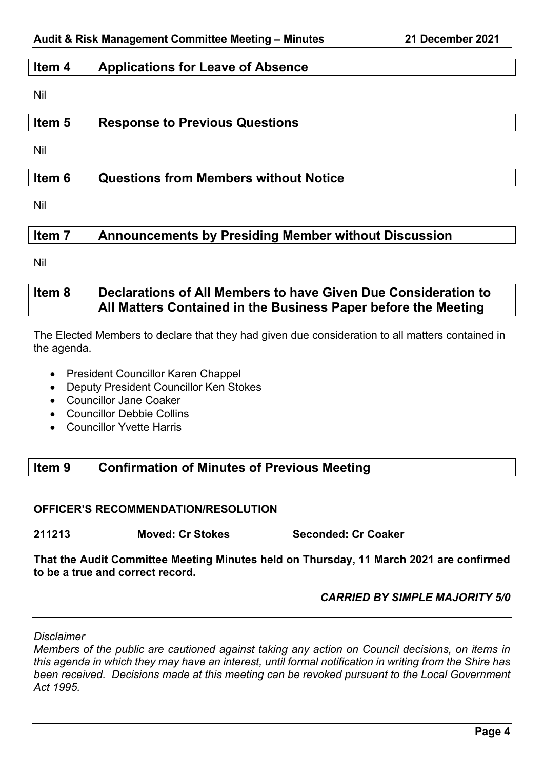## Item 4 Applications for Leave of Absence

Nil

## Item 5 Response to Previous Questions

Nil

## Item 6 Questions from Members without Notice

Nil

## Item 7 Announcements by Presiding Member without Discussion

Nil

## Item 8 Declarations of All Members to have Given Due Consideration to All Matters Contained in the Business Paper before the Meeting

The Elected Members to declare that they had given due consideration to all matters contained in the agenda.

- President Councillor Karen Chappel
- Deputy President Councillor Ken Stokes
- Councillor Jane Coaker
- Councillor Debbie Collins
- Councillor Yvette Harris

## Item 9 Confirmation of Minutes of Previous Meeting

**OFFICER'S RECOMMENDATION/RESOLUTION**

**211213 Moved: Cr Stokes Seconded: Cr Coaker**

**That the Audit Committee Meeting Minutes held on Thursday, 11 March 2021 are confirmed to be a true and correct record.**

***CARRIED BY SIMPLE MAJORITY 5/0***

*Disclaimer*

*Members of the public are cautioned against taking any action on Council decisions, on items in this agenda in which they may have an interest, until formal notification in writing from the Shire has been received. Decisions made at this meeting can be revoked pursuant to the Local Government Act 1995.*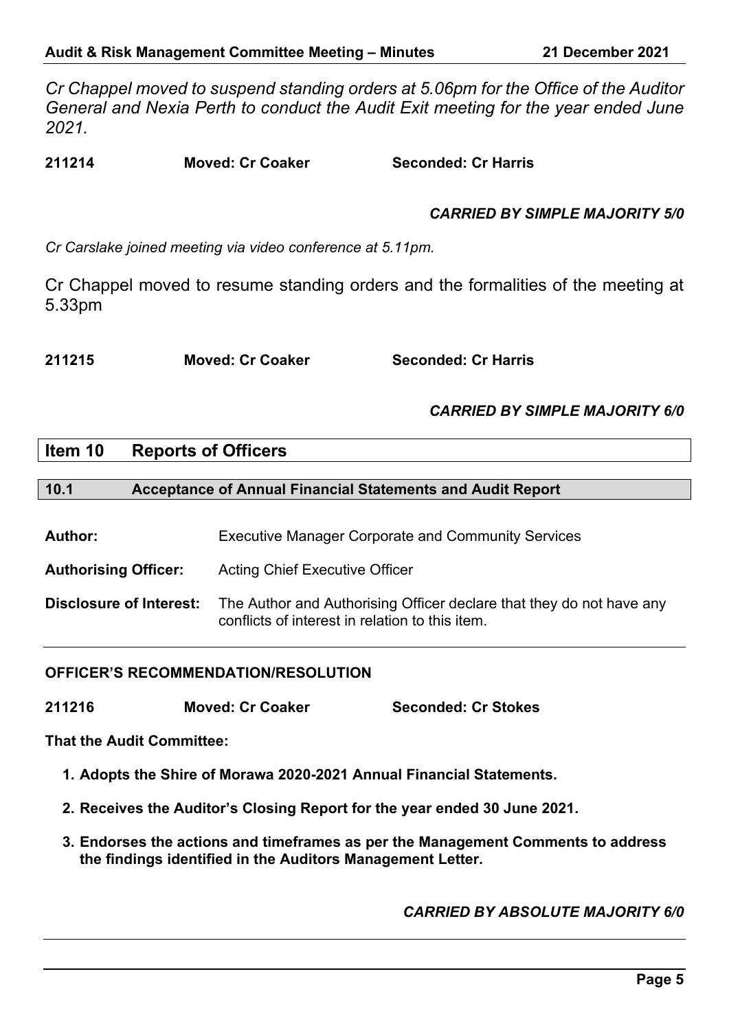*Cr Chappel moved to suspend standing orders at 5.06pm for the Office of the Auditor General and Nexia Perth to conduct the Audit Exit meeting for the year ended June 2021.*

**211214 Moved: Cr Coaker Seconded: Cr Harris**

***CARRIED BY SIMPLE MAJORITY 5/0***

*Cr Carslake joined meeting via video conference at 5.11pm.*

Cr Chappel moved to resume standing orders and the formalities of the meeting at 5.33pm

**211215 Moved: Cr Coaker Seconded: Cr Harris**

***CARRIED BY SIMPLE MAJORITY 6/0***

## Item 10 Reports of Officers

### 10.1 Acceptance of Annual Financial Statements and Audit Report

**Author:** Executive Manager Corporate and Community Services

**Authorising Officer:** Acting Chief Executive Officer

**Disclosure of Interest:** The Author and Authorising Officer declare that they do not have any conflicts of interest in relation to this item.

**OFFICER'S RECOMMENDATION/RESOLUTION**

**211216 Moved: Cr Coaker Seconded: Cr Stokes**

**That the Audit Committee:**

1. **Adopts the Shire of Morawa 2020-2021 Annual Financial Statements.**
2. **Receives the Auditor's Closing Report for the year ended 30 June 2021.**
3. **Endorses the actions and timeframes as per the Management Comments to address the findings identified in the Auditors Management Letter.**

***CARRIED BY ABSOLUTE MAJORITY 6/0***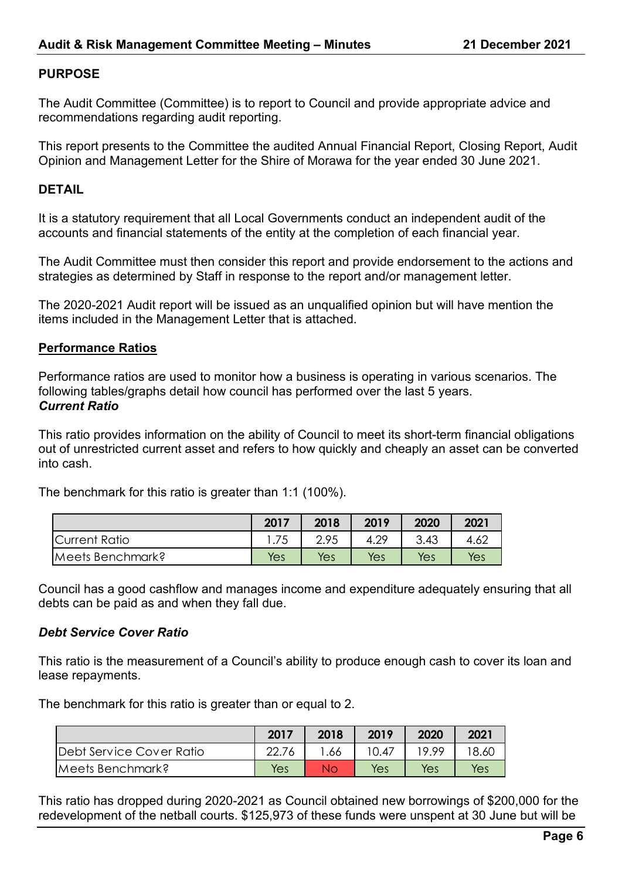## PURPOSE

The Audit Committee (Committee) is to report to Council and provide appropriate advice and recommendations regarding audit reporting.

This report presents to the Committee the audited Annual Financial Report, Closing Report, Audit Opinion and Management Letter for the Shire of Morawa for the year ended 30 June 2021.

## DETAIL

It is a statutory requirement that all Local Governments conduct an independent audit of the accounts and financial statements of the entity at the completion of each financial year.

The Audit Committee must then consider this report and provide endorsement to the actions and strategies as determined by Staff in response to the report and/or management letter.

The 2020-2021 Audit report will be issued as an unqualified opinion but will have mention the items included in the Management Letter that is attached.

### Performance Ratios

Performance ratios are used to monitor how a business is operating in various scenarios. The following tables/graphs detail how council has performed over the last 5 years.

***Current Ratio***

This ratio provides information on the ability of Council to meet its short-term financial obligations out of unrestricted current asset and refers to how quickly and cheaply an asset can be converted into cash.

The benchmark for this ratio is greater than 1:1 (100%).

| | 2017 | 2018 | 2019 | 2020 | 2021 |
|---|---|---|---|---|---|
| Current Ratio | 1.75 | 2.95 | 4.29 | 3.43 | 4.62 |
| Meets Benchmark? | Yes | Yes | Yes | Yes | Yes |

Council has a good cashflow and manages income and expenditure adequately ensuring that all debts can be paid as and when they fall due.

***Debt Service Cover Ratio***

This ratio is the measurement of a Council's ability to produce enough cash to cover its loan and lease repayments.

The benchmark for this ratio is greater than or equal to 2.

| | 2017 | 2018 | 2019 | 2020 | 2021 |
|---|---|---|---|---|---|
| Debt Service Cover Ratio | 22.76 | 1.66 | 10.47 | 19.99 | 18.60 |
| Meets Benchmark? | Yes | No | Yes | Yes | Yes |

This ratio has dropped during 2020-2021 as Council obtained new borrowings of $200,000 for the redevelopment of the netball courts. $125,973 of these funds were unspent at 30 June but will be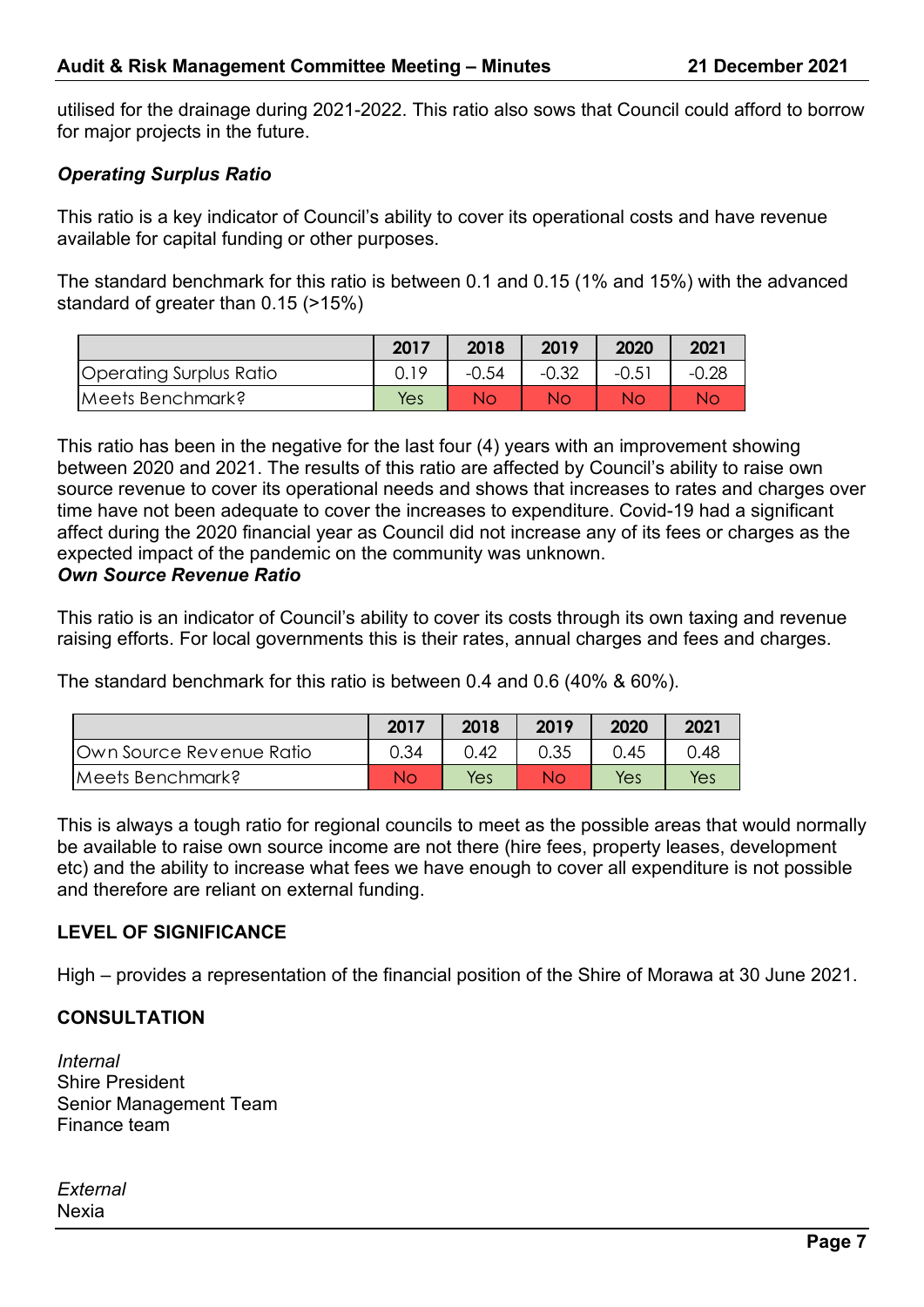utilised for the drainage during 2021-2022. This ratio also sows that Council could afford to borrow for major projects in the future.

***Operating Surplus Ratio***

This ratio is a key indicator of Council's ability to cover its operational costs and have revenue available for capital funding or other purposes.

The standard benchmark for this ratio is between 0.1 and 0.15 (1% and 15%) with the advanced standard of greater than 0.15 (>15%)

| | 2017 | 2018 | 2019 | 2020 | 2021 |
|---|---|---|---|---|---|
| Operating Surplus Ratio | 0.19 | -0.54 | -0.32 | -0.51 | -0.28 |
| Meets Benchmark? | Yes | No | No | No | No |

This ratio has been in the negative for the last four (4) years with an improvement showing between 2020 and 2021. The results of this ratio are affected by Council's ability to raise own source revenue to cover its operational needs and shows that increases to rates and charges over time have not been adequate to cover the increases to expenditure. Covid-19 had a significant affect during the 2020 financial year as Council did not increase any of its fees or charges as the expected impact of the pandemic on the community was unknown.

***Own Source Revenue Ratio***

This ratio is an indicator of Council's ability to cover its costs through its own taxing and revenue raising efforts. For local governments this is their rates, annual charges and fees and charges.

The standard benchmark for this ratio is between 0.4 and 0.6 (40% & 60%).

| | 2017 | 2018 | 2019 | 2020 | 2021 |
|---|---|---|---|---|---|
| Own Source Revenue Ratio | 0.34 | 0.42 | 0.35 | 0.45 | 0.48 |
| Meets Benchmark? | No | Yes | No | Yes | Yes |

This is always a tough ratio for regional councils to meet as the possible areas that would normally be available to raise own source income are not there (hire fees, property leases, development etc) and the ability to increase what fees we have enough to cover all expenditure is not possible and therefore are reliant on external funding.

**LEVEL OF SIGNIFICANCE**

High – provides a representation of the financial position of the Shire of Morawa at 30 June 2021.

**CONSULTATION**

*Internal*
Shire President
Senior Management Team
Finance team

*External*
Nexia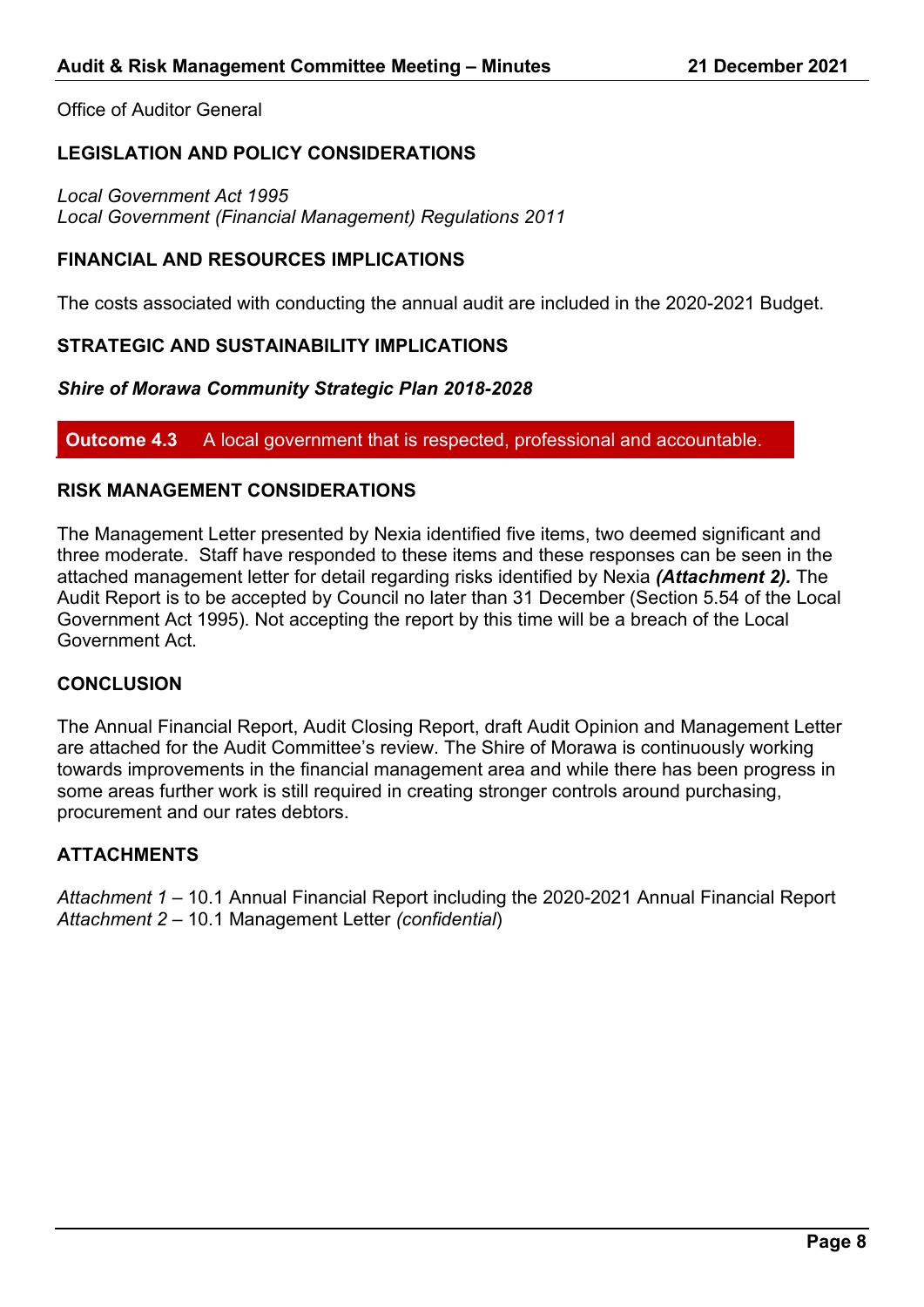Office of Auditor General

**LEGISLATION AND POLICY CONSIDERATIONS**

*Local Government Act 1995*
*Local Government (Financial Management) Regulations 2011*

**FINANCIAL AND RESOURCES IMPLICATIONS**

The costs associated with conducting the annual audit are included in the 2020-2021 Budget.

**STRATEGIC AND SUSTAINABILITY IMPLICATIONS**

***Shire of Morawa Community Strategic Plan 2018-2028***

| **Outcome 4.3** | A local government that is respected, professional and accountable. |
|---|---|

**RISK MANAGEMENT CONSIDERATIONS**

The Management Letter presented by Nexia identified five items, two deemed significant and three moderate. Staff have responded to these items and these responses can be seen in the attached management letter for detail regarding risks identified by Nexia ***(Attachment 2).*** The Audit Report is to be accepted by Council no later than 31 December (Section 5.54 of the Local Government Act 1995). Not accepting the report by this time will be a breach of the Local Government Act.

**CONCLUSION**

The Annual Financial Report, Audit Closing Report, draft Audit Opinion and Management Letter are attached for the Audit Committee's review. The Shire of Morawa is continuously working towards improvements in the financial management area and while there has been progress in some areas further work is still required in creating stronger controls around purchasing, procurement and our rates debtors.

**ATTACHMENTS**

*Attachment 1* – 10.1 Annual Financial Report including the 2020-2021 Annual Financial Report
*Attachment 2* – 10.1 Management Letter *(confidential*)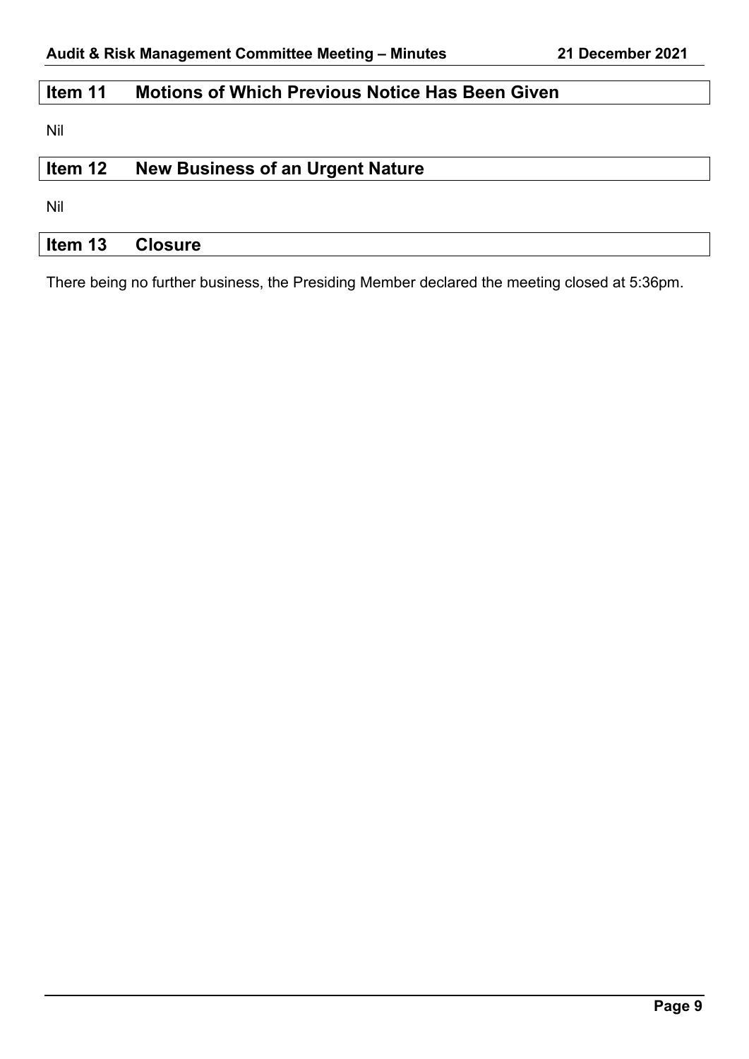## Item 11 Motions of Which Previous Notice Has Been Given

Nil

## Item 12 New Business of an Urgent Nature

Nil

## Item 13 Closure

There being no further business, the Presiding Member declared the meeting closed at 5:36pm.